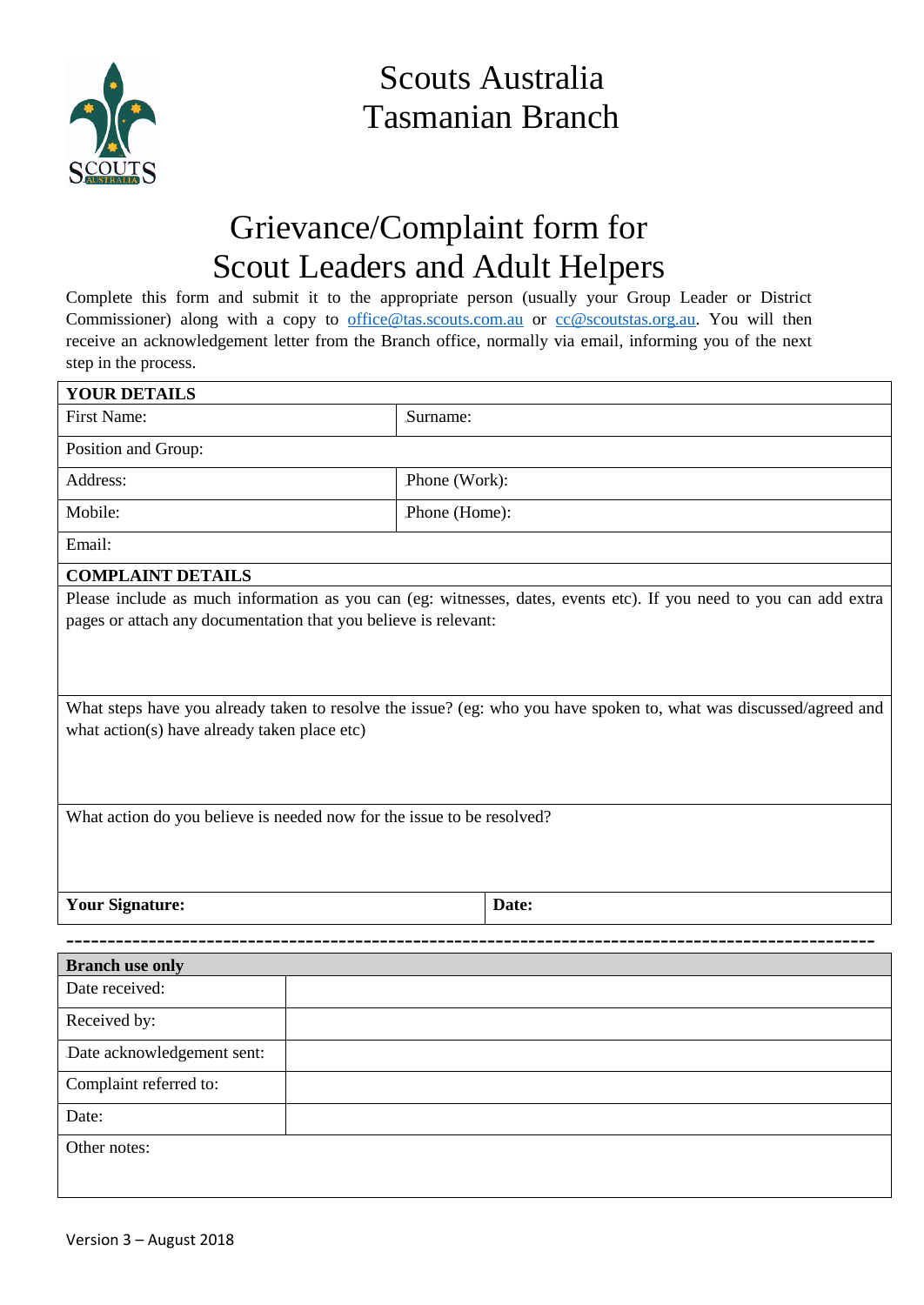# Scouts Australia
# Tasmanian Branch

## Grievance/Complaint form for Scout Leaders and Adult Helpers

Complete this form and submit it to the appropriate person (usually your Group Leader or District Commissioner) along with a copy to office@tas.scouts.com.au or cc@scoutstas.org.au. You will then receive an acknowledgement letter from the Branch office, normally via email, informing you of the next step in the process.

| **YOUR DETAILS** | |
|---|---|
| First Name: | Surname: |
| Position and Group: | |
| Address: | Phone (Work): |
| Mobile: | Phone (Home): |
| Email: | |

**COMPLAINT DETAILS**

Please include as much information as you can (eg: witnesses, dates, events etc). If you need to you can add extra pages or attach any documentation that you believe is relevant:

What steps have you already taken to resolve the issue? (eg: who you have spoken to, what was discussed/agreed and what action(s) have already taken place etc)

What action do you believe is needed now for the issue to be resolved?

| **Your Signature:** | **Date:** |
|---|---|

---

| **Branch use only** | |
|---|---|
| Date received: | |
| Received by: | |
| Date acknowledgement sent: | |
| Complaint referred to: | |
| Date: | |
| Other notes: | |

Version 3 – August 2018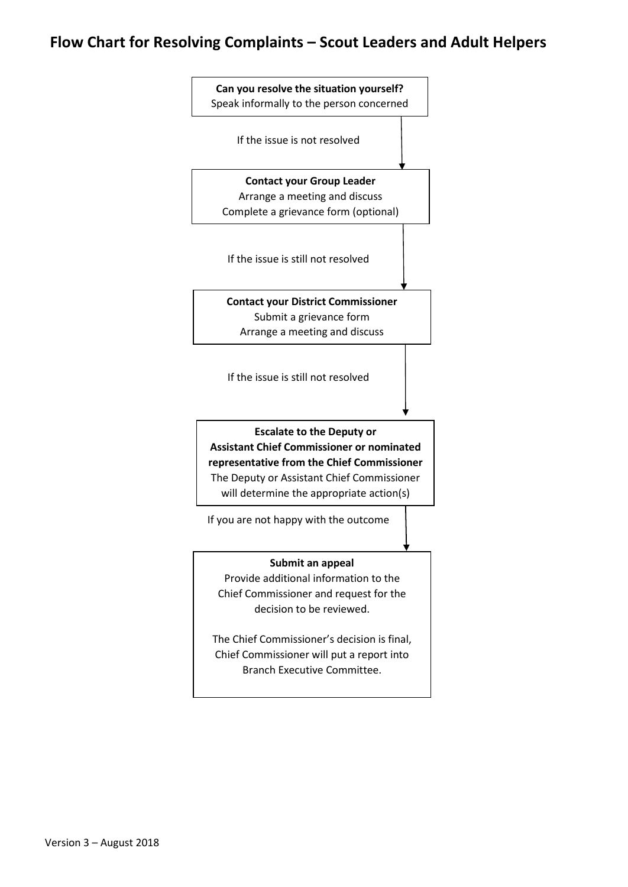# Flow Chart for Resolving Complaints – Scout Leaders and Adult Helpers

**Can you resolve the situation yourself?**
Speak informally to the person concerned

↓ If the issue is not resolved

**Contact your Group Leader**
Arrange a meeting and discuss
Complete a grievance form (optional)

↓ If the issue is still not resolved

**Contact your District Commissioner**
Submit a grievance form
Arrange a meeting and discuss

↓ If the issue is still not resolved

**Escalate to the Deputy or Assistant Chief Commissioner or nominated representative from the Chief Commissioner**
The Deputy or Assistant Chief Commissioner will determine the appropriate action(s)

↓ If you are not happy with the outcome

**Submit an appeal**
Provide additional information to the Chief Commissioner and request for the decision to be reviewed.

The Chief Commissioner's decision is final, Chief Commissioner will put a report into Branch Executive Committee.

Version 3 – August 2018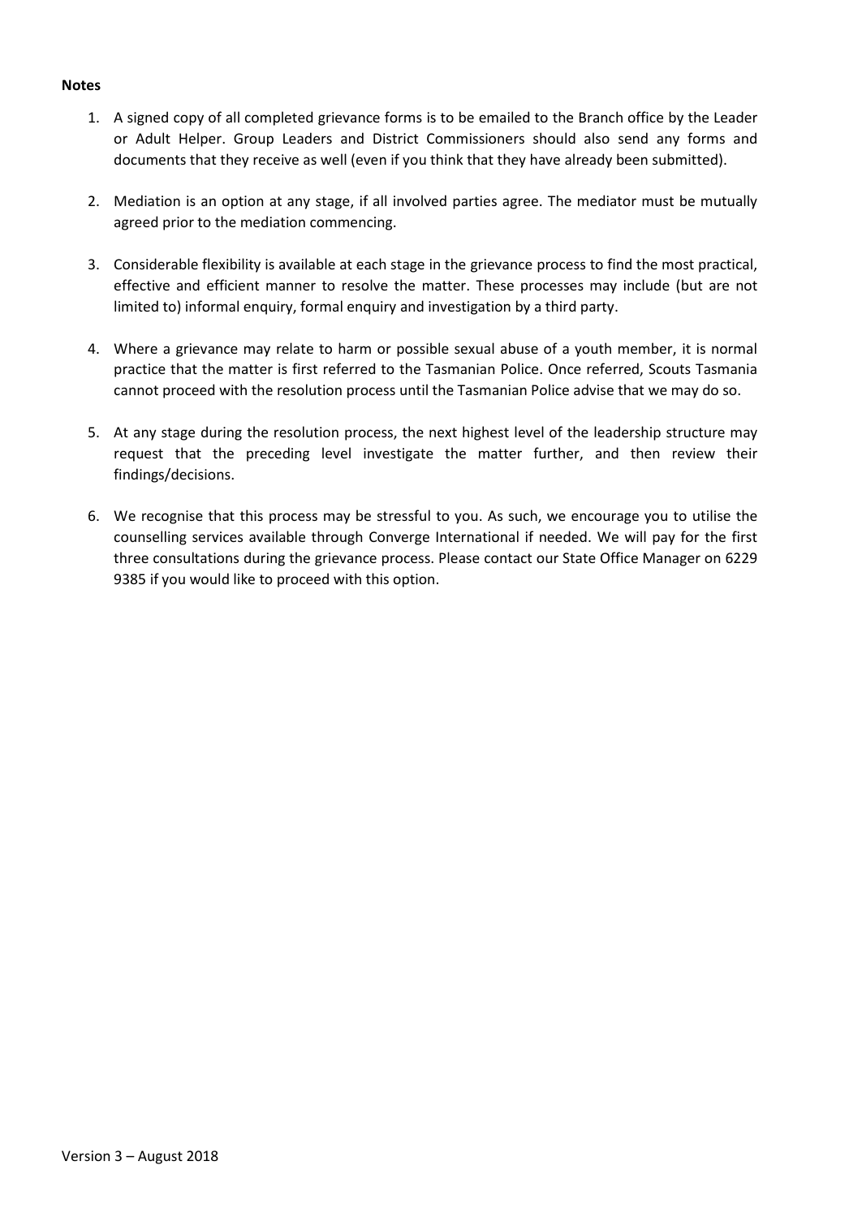**Notes**

1. A signed copy of all completed grievance forms is to be emailed to the Branch office by the Leader or Adult Helper. Group Leaders and District Commissioners should also send any forms and documents that they receive as well (even if you think that they have already been submitted).

2. Mediation is an option at any stage, if all involved parties agree. The mediator must be mutually agreed prior to the mediation commencing.

3. Considerable flexibility is available at each stage in the grievance process to find the most practical, effective and efficient manner to resolve the matter. These processes may include (but are not limited to) informal enquiry, formal enquiry and investigation by a third party.

4. Where a grievance may relate to harm or possible sexual abuse of a youth member, it is normal practice that the matter is first referred to the Tasmanian Police. Once referred, Scouts Tasmania cannot proceed with the resolution process until the Tasmanian Police advise that we may do so.

5. At any stage during the resolution process, the next highest level of the leadership structure may request that the preceding level investigate the matter further, and then review their findings/decisions.

6. We recognise that this process may be stressful to you. As such, we encourage you to utilise the counselling services available through Converge International if needed. We will pay for the first three consultations during the grievance process. Please contact our State Office Manager on 6229 9385 if you would like to proceed with this option.

Version 3 – August 2018